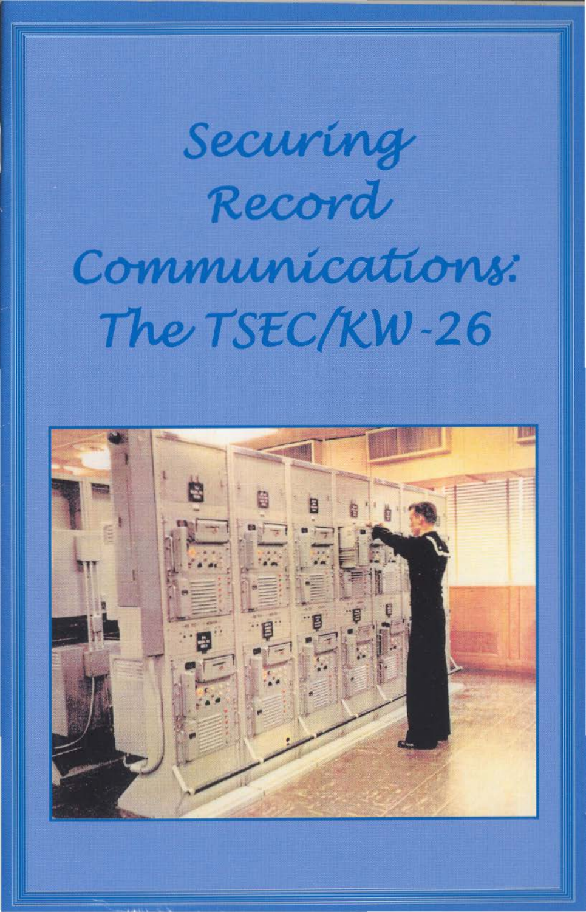# Securing Record Communications: The TSEC/KW-26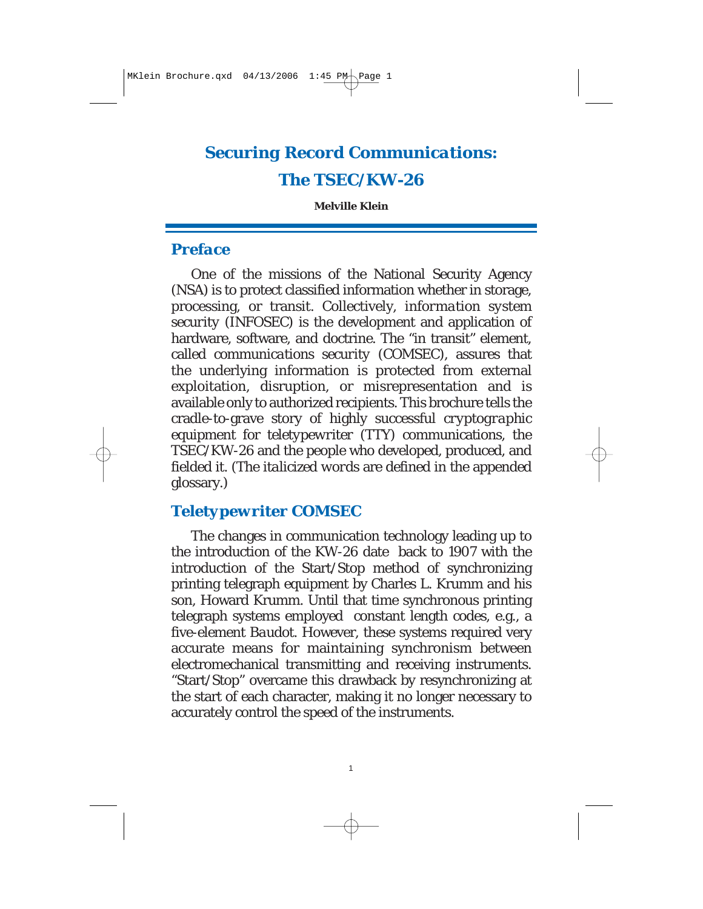# Securing Record Communications: The TSEC/KW-26

**Melville Klein**

## Preface

One of the missions of the National Security Agency (NSA) is to protect classified information whether in storage, processing, or transit. Collectively, *information system security* (INFOSEC) is the development and application of hardware, software, and doctrine. The "in transit" element, called *communications security* (COMSEC), assures that the underlying information is protected from external exploitation, disruption, or misrepresentation and is available only to authorized recipients. This brochure tells the cradle-to-grave story of highly successful *cryptographic* equipment for teletypewriter (TTY) communications, the TSEC/KW-26 and the people who developed, produced, and fielded it. (*The italicized words are defined in the appended glossary.*)

## Teletypewriter COMSEC

The changes in communication technology leading up to the introduction of the KW-26 date back to 1907 with the introduction of the Start/Stop method of synchronizing printing telegraph equipment by Charles L. Krumm and his son, Howard Krumm. Until that time synchronous printing telegraph systems employed constant length codes, e.g., a five-element *Baudot*. However, these systems required very accurate means for maintaining synchronism between electromechanical transmitting and receiving instruments. "Start/Stop" overcame this drawback by resynchronizing at the start of each character, making it no longer necessary to accurately control the speed of the instruments.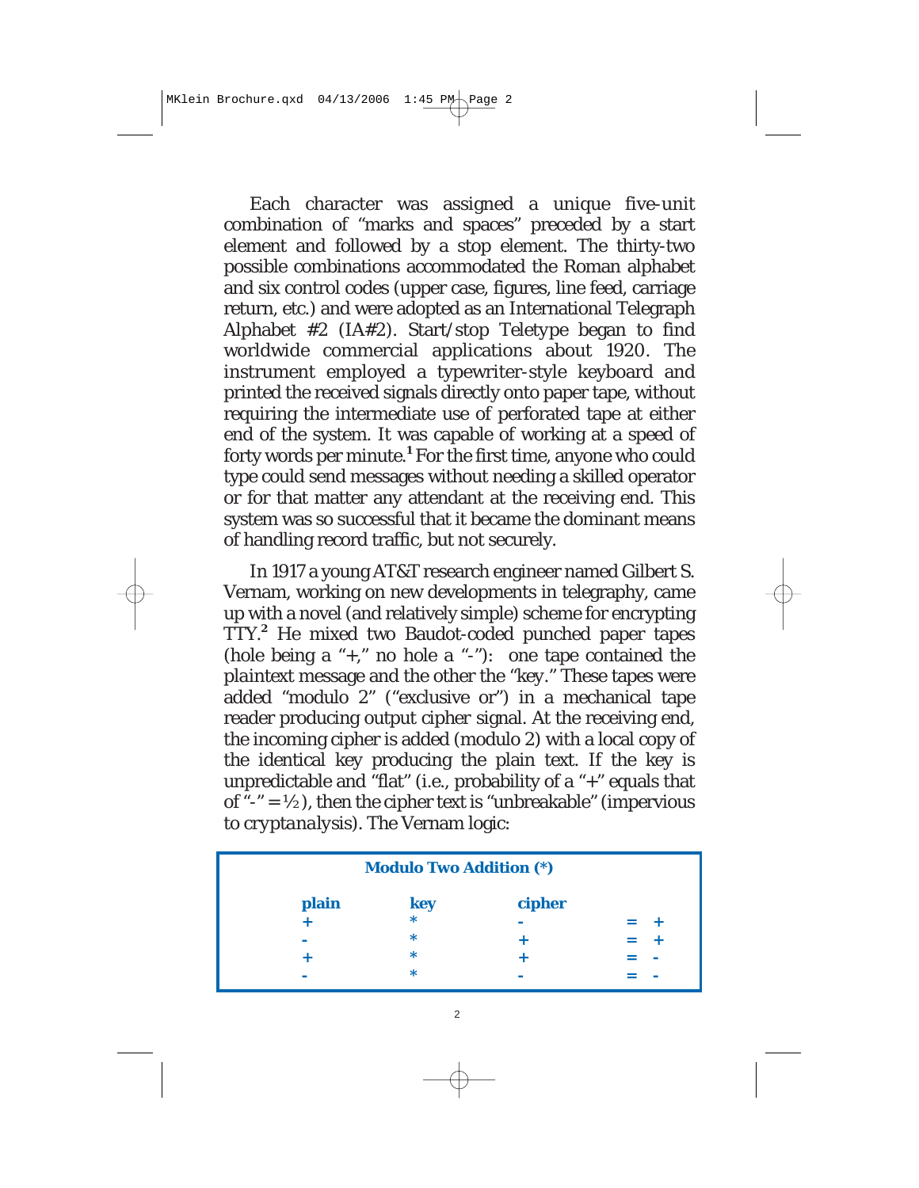Each character was assigned a unique five-unit combination of "marks and spaces" preceded by a start element and followed by a stop element. The thirty-two possible combinations accommodated the Roman alphabet and six control codes (upper case, figures, line feed, carriage return, etc.) and were adopted as an International Telegraph Alphabet #2 (IA#2). Start/stop Teletype began to find worldwide commercial applications about 1920. The instrument employed a typewriter-style keyboard and printed the received signals directly onto paper tape, without requiring the intermediate use of perforated tape at either end of the system. It was capable of working at a speed of forty words per minute.[1] For the first time, anyone who could type could send messages without needing a skilled operator or for that matter any attendant at the receiving end. This system was so successful that it became the dominant means of handling record traffic, but not securely.

In 1917 a young AT&T research engineer named Gilbert S. Vernam, working on new developments in telegraphy, came up with a novel (and relatively simple) scheme for encrypting TTY.[2] He mixed two Baudot-coded punched paper tapes (hole being a "+," no hole a "-"): one tape contained the plaintext message and the other the "key." These tapes were added "modulo 2" ("exclusive or") in a mechanical tape reader producing output cipher signal. At the receiving end, the incoming cipher is added (modulo 2) with a local copy of the identical key producing the plain text. If the key is unpredictable and "flat" (i.e., probability of a "+" equals that of "-" = ½), then the cipher text is "unbreakable" (impervious to cryptanalysis). The Vernam logic:

**Modulo Two Addition (*)**

| plain | key | cipher | |
|---|---|---|---|
| + | * | - | = + |
| - | * | + | = + |
| + | * | + | = - |
| - | * | - | = - |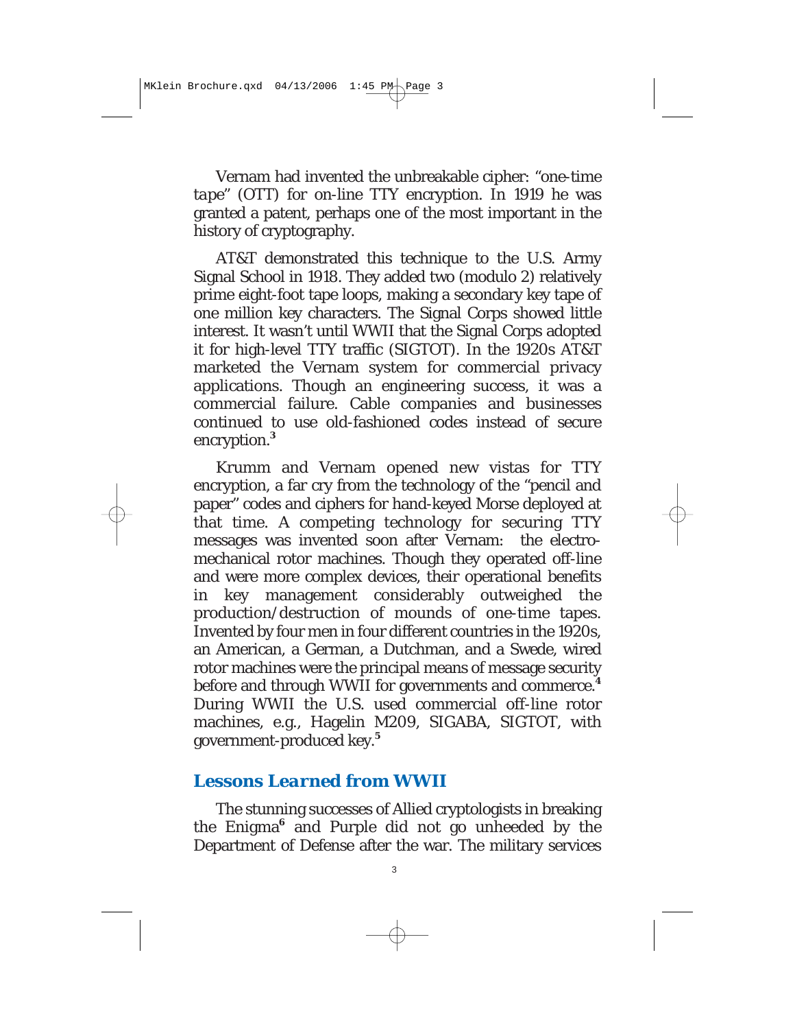Vernam had invented the unbreakable cipher: "one-time tape" (OTT) for on-line TTY encryption. In 1919 he was granted a patent, perhaps one of the most important in the history of cryptography.

AT&T demonstrated this technique to the U.S. Army Signal School in 1918. They added two (modulo 2) relatively prime eight-foot tape loops, making a secondary key tape of one million key characters. The Signal Corps showed little interest. It wasn't until WWII that the Signal Corps adopted it for high-level TTY traffic (SIGTOT). In the 1920s AT&T marketed the Vernam system for commercial privacy applications. Though an engineering success, it was a commercial failure. Cable companies and businesses continued to use old-fashioned codes instead of secure encryption.[3]

Krumm and Vernam opened new vistas for TTY encryption, a far cry from the technology of the "pencil and paper" codes and ciphers for hand-keyed Morse deployed at that time. A competing technology for securing TTY messages was invented soon after Vernam: the electromechanical rotor machines. Though they operated off-line and were more complex devices, their operational benefits in key management considerably outweighed the production/destruction of mounds of one-time tapes. Invented by four men in four different countries in the 1920s, an American, a German, a Dutchman, and a Swede, wired rotor machines were the principal means of message security before and through WWII for governments and commerce.[4] During WWII the U.S. used commercial off-line rotor machines, e.g., Hagelin M209, SIGABA, SIGTOT, with government-produced key.[5]

## *Lessons Learned from WWII*

The stunning successes of Allied cryptologists in breaking the Enigma[6] and Purple did not go unheeded by the Department of Defense after the war. The military services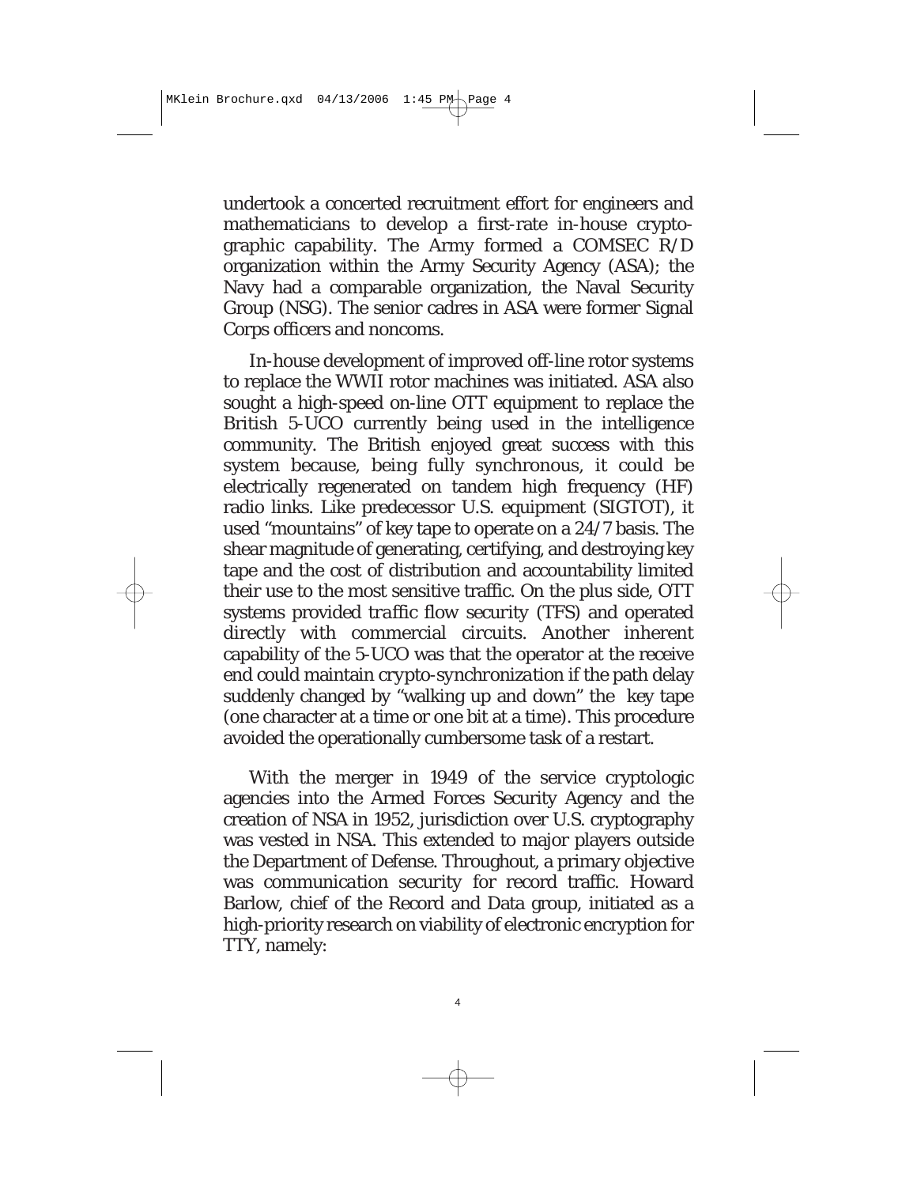undertook a concerted recruitment effort for engineers and mathematicians to develop a first-rate in-house cryptographic capability. The Army formed a COMSEC R/D organization within the Army Security Agency (ASA); the Navy had a comparable organization, the Naval Security Group (NSG). The senior cadres in ASA were former Signal Corps officers and noncoms.

In-house development of improved off-line rotor systems to replace the WWII rotor machines was initiated. ASA also sought a high-speed on-line OTT equipment to replace the British 5-UCO currently being used in the intelligence community. The British enjoyed great success with this system because, being fully synchronous, it could be electrically regenerated on tandem high frequency (HF) radio links. Like predecessor U.S. equipment (SIGTOT), it used "mountains" of key tape to operate on a 24/7 basis. The shear magnitude of generating, certifying, and destroying key tape and the cost of distribution and accountability limited their use to the most sensitive traffic. On the plus side, OTT systems provided *traffic flow security* (TFS) and operated directly with commercial circuits. Another inherent capability of the 5-UCO was that the operator at the receive end could maintain *crypto-synchronization* if the path delay suddenly changed by "walking up and down" the key tape (one character at a time or one bit at a time). This procedure avoided the operationally cumbersome task of a restart.

With the merger in 1949 of the service cryptologic agencies into the Armed Forces Security Agency and the creation of NSA in 1952, jurisdiction over U.S. cryptography was vested in NSA. This extended to major players outside the Department of Defense. Throughout, a primary objective was communication security for record traffic. Howard Barlow, chief of the Record and Data group, initiated as a high-priority research on viability of electronic encryption for TTY, namely: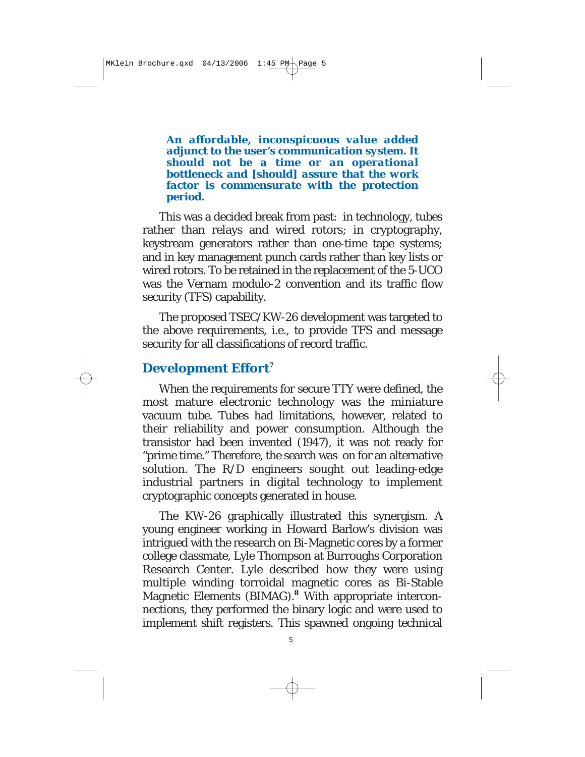***An affordable, inconspicuous value added adjunct to the user's communication system. It should not be a time or an operational bottleneck and [should] assure that the work factor is commensurate with the protection period.***

This was a decided break from past: in technology, tubes rather than relays and wired rotors; in cryptography, keystream generators rather than one-time tape systems; and in key management punch cards rather than key lists or wired rotors. To be retained in the replacement of the 5-UCO was the Vernam modulo-2 convention and its traffic flow security (TFS) capability.

The proposed TSEC/KW-26 development was targeted to the above requirements, i.e., to provide TFS and message security for all classifications of record traffic.

## Development Effort[7]

When the requirements for secure TTY were defined, the most mature electronic technology was the miniature vacuum tube. Tubes had limitations, however, related to their reliability and power consumption. Although the transistor had been invented (1947), it was not ready for "prime time." Therefore, the search was on for an alternative solution. The R/D engineers sought out leading-edge industrial partners in digital technology to implement cryptographic concepts generated in house.

The KW-26 graphically illustrated this synergism. A young engineer working in Howard Barlow's division was intrigued with the research on Bi-Magnetic cores by a former college classmate, Lyle Thompson at Burroughs Corporation Research Center. Lyle described how they were using multiple winding torroidal magnetic cores as Bi-Stable Magnetic Elements (BIMAG).[8] With appropriate interconnections, they performed the binary logic and were used to implement shift registers. This spawned ongoing technical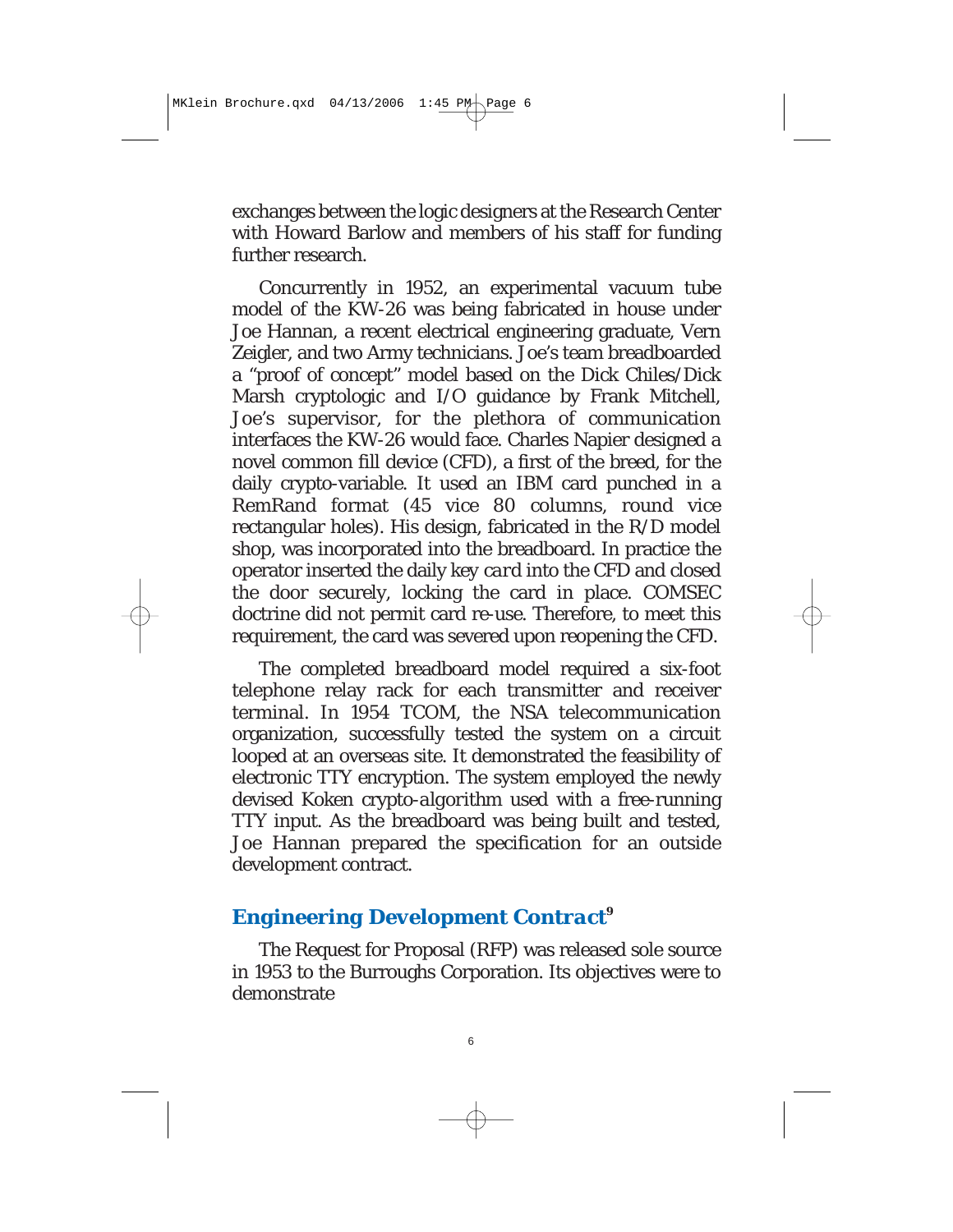exchanges between the logic designers at the Research Center with Howard Barlow and members of his staff for funding further research.

Concurrently in 1952, an experimental vacuum tube model of the KW-26 was being fabricated in house under Joe Hannan, a recent electrical engineering graduate, Vern Zeigler, and two Army technicians. Joe's team breadboarded a "proof of concept" model based on the Dick Chiles/Dick Marsh cryptologic and I/O guidance by Frank Mitchell, Joe's supervisor, for the plethora of communication interfaces the KW-26 would face. Charles Napier designed a novel common fill device (CFD), a first of the breed, for the daily crypto-variable. It used an IBM card punched in a RemRand format (45 vice 80 columns, round vice rectangular holes). His design, fabricated in the R/D model shop, was incorporated into the breadboard. In practice the operator inserted the daily key *card* into the CFD and closed the door securely, locking the card in place. COMSEC doctrine did not permit card re-use. Therefore, to meet this requirement, the card was severed upon reopening the CFD.

The completed breadboard model required a six-foot telephone relay rack for each transmitter and receiver terminal. In 1954 TCOM, the NSA telecommunication organization, successfully tested the system on a circuit looped at an overseas site. It demonstrated the feasibility of electronic TTY encryption. The system employed the newly devised Koken crypto-algorithm used with a free-running TTY input. As the breadboard was being built and tested, Joe Hannan prepared the specification for an outside development contract.

## *Engineering Development Contract*[9]

The Request for Proposal (RFP) was released sole source in 1953 to the Burroughs Corporation. Its objectives were to demonstrate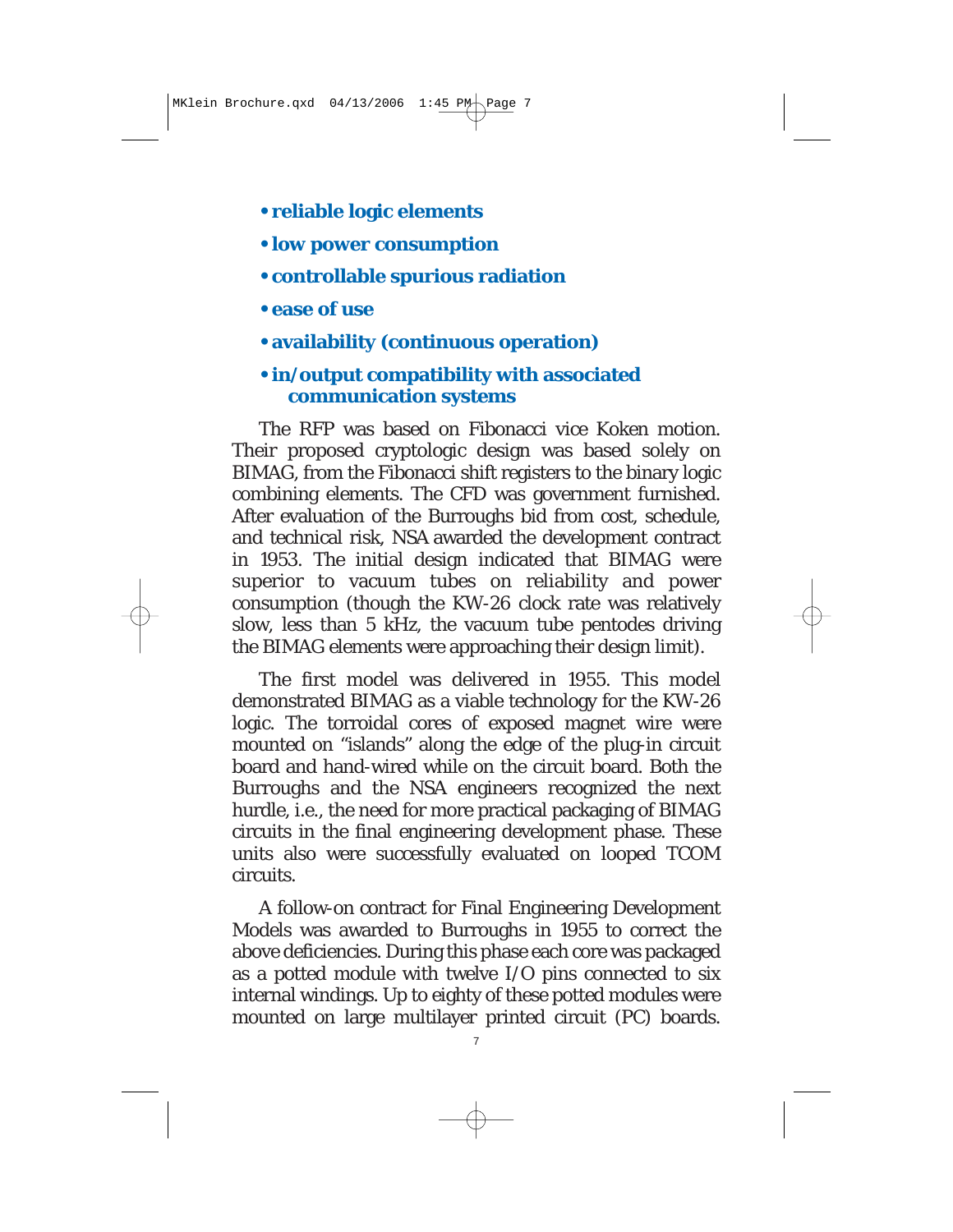- **reliable logic elements**
- **low power consumption**
- **controllable spurious radiation**
- **ease of use**
- **availability (continuous operation)**
- **in/output compatibility with associated communication systems**

The RFP was based on Fibonacci vice Koken motion. Their proposed cryptologic design was based solely on BIMAG, from the Fibonacci shift registers to the binary logic combining elements. The CFD was government furnished. After evaluation of the Burroughs bid from cost, schedule, and technical risk, NSA awarded the development contract in 1953. The initial design indicated that BIMAG were superior to vacuum tubes on reliability and power consumption (though the KW-26 clock rate was relatively slow, less than 5 kHz, the vacuum tube pentodes driving the BIMAG elements were approaching their design limit).

The first model was delivered in 1955. This model demonstrated BIMAG as a viable technology for the KW-26 logic. The torroidal cores of exposed magnet wire were mounted on "islands" along the edge of the plug-in circuit board and hand-wired while on the circuit board. Both the Burroughs and the NSA engineers recognized the next hurdle, i.e., the need for more practical packaging of BIMAG circuits in the final engineering development phase. These units also were successfully evaluated on looped TCOM circuits.

A follow-on contract for Final Engineering Development Models was awarded to Burroughs in 1955 to correct the above deficiencies. During this phase each core was packaged as a potted module with twelve I/O pins connected to six internal windings. Up to eighty of these potted modules were mounted on large multilayer printed circuit (PC) boards.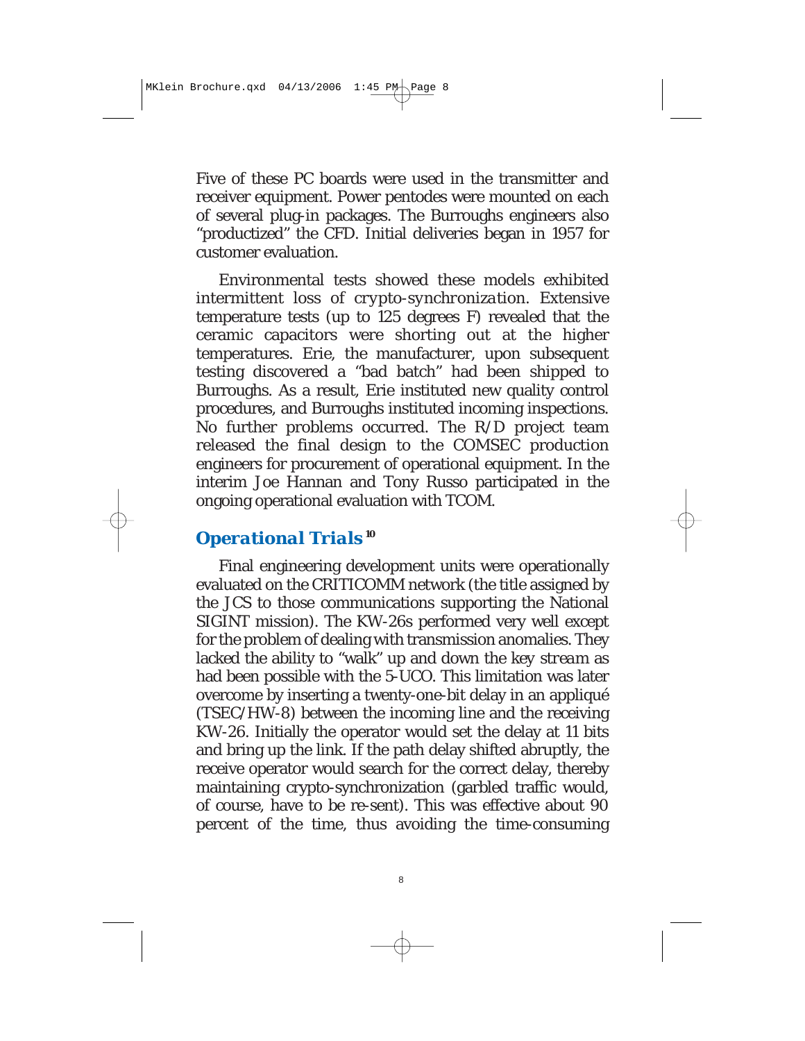Five of these PC boards were used in the transmitter and receiver equipment. Power pentodes were mounted on each of several plug-in packages. The Burroughs engineers also "productized" the CFD. Initial deliveries began in 1957 for customer evaluation.

Environmental tests showed these models exhibited intermittent loss of *crypto-synchronization*. Extensive temperature tests (up to 125 degrees F) revealed that the ceramic capacitors were shorting out at the higher temperatures. Erie, the manufacturer, upon subsequent testing discovered a "bad batch" had been shipped to Burroughs. As a result, Erie instituted new quality control procedures, and Burroughs instituted incoming inspections. No further problems occurred. The R/D project team released the final design to the COMSEC production engineers for procurement of operational equipment. In the interim Joe Hannan and Tony Russo participated in the ongoing operational evaluation with TCOM.

## *Operational Trials* [10]

Final engineering development units were operationally evaluated on the CRITICOMM network (the title assigned by the JCS to those communications supporting the National SIGINT mission). The KW-26s performed very well except for the problem of dealing with transmission anomalies. They lacked the ability to "walk" up and down the *key stream* as had been possible with the 5-UCO. This limitation was later overcome by inserting a twenty-one-bit delay in an appliqué (TSEC/HW-8) between the incoming line and the receiving KW-26. Initially the operator would set the delay at 11 bits and bring up the link. If the path delay shifted abruptly, the receive operator would search for the correct delay, thereby maintaining crypto-synchronization (garbled traffic would, of course, have to be re-sent). This was effective about 90 percent of the time, thus avoiding the time-consuming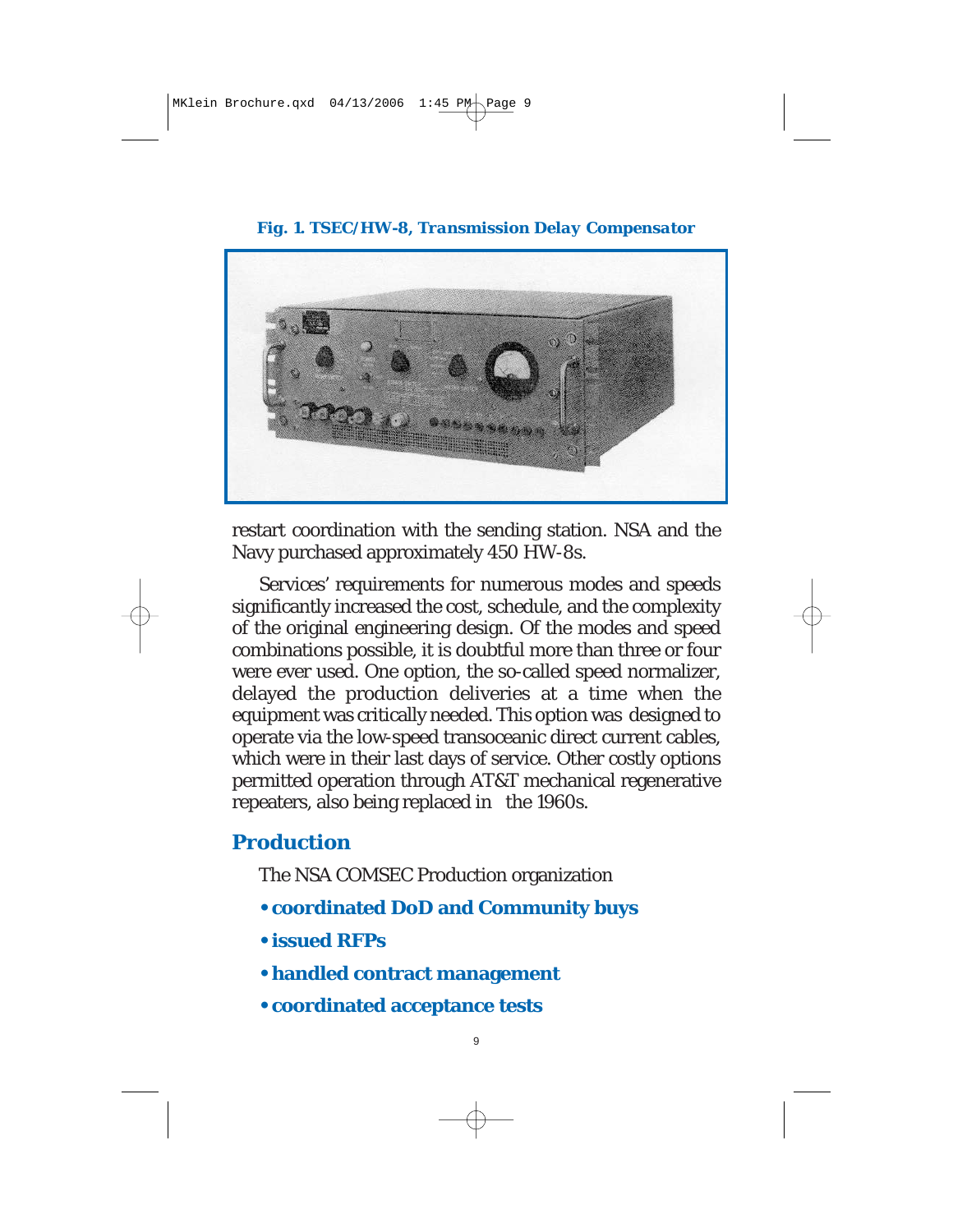**Fig. 1. TSEC/HW-8, Transmission Delay Compensator**

restart coordination with the sending station. NSA and the Navy purchased approximately 450 HW-8s.

Services' requirements for numerous modes and speeds significantly increased the cost, schedule, and the complexity of the original engineering design. Of the modes and speed combinations possible, it is doubtful more than three or four were ever used. One option, the so-called speed normalizer, delayed the production deliveries at a time when the equipment was critically needed. This option was designed to operate via the low-speed transoceanic direct current cables, which were in their last days of service. Other costly options permitted operation through AT&T mechanical regenerative repeaters, also being replaced in the 1960s.

## Production

The NSA COMSEC Production organization

- **coordinated DoD and Community buys**
- **issued RFPs**
- **handled contract management**
- **coordinated acceptance tests**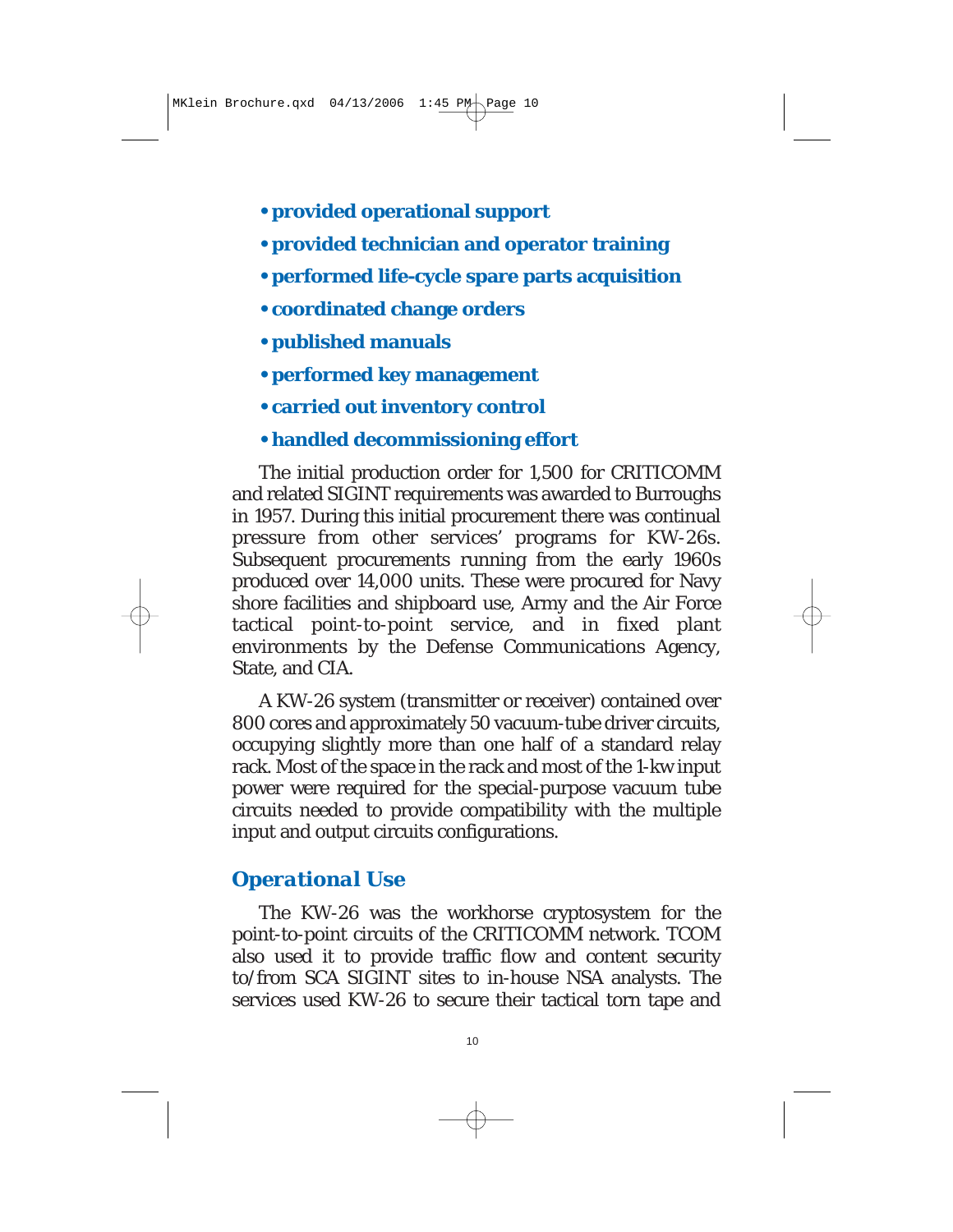- **provided operational support**
- **provided technician and operator training**
- **performed life-cycle spare parts acquisition**
- **coordinated change orders**
- **published manuals**
- **performed key management**
- **carried out inventory control**
- **handled decommissioning effort**

The initial production order for 1,500 for CRITICOMM and related SIGINT requirements was awarded to Burroughs in 1957. During this initial procurement there was continual pressure from other services' programs for KW-26s. Subsequent procurements running from the early 1960s produced over 14,000 units. These were procured for Navy shore facilities and shipboard use, Army and the Air Force tactical point-to-point service, and in fixed plant environments by the Defense Communications Agency, State, and CIA.

A KW-26 system (transmitter or receiver) contained over 800 cores and approximately 50 vacuum-tube driver circuits, occupying slightly more than one half of a standard relay rack. Most of the space in the rack and most of the 1-kw input power were required for the special-purpose vacuum tube circuits needed to provide compatibility with the multiple input and output circuits configurations.

## *Operational Use*

The KW-26 was the workhorse cryptosystem for the point-to-point circuits of the CRITICOMM network. TCOM also used it to provide traffic flow and content security to/from SCA SIGINT sites to in-house NSA analysts. The services used KW-26 to secure their tactical torn tape and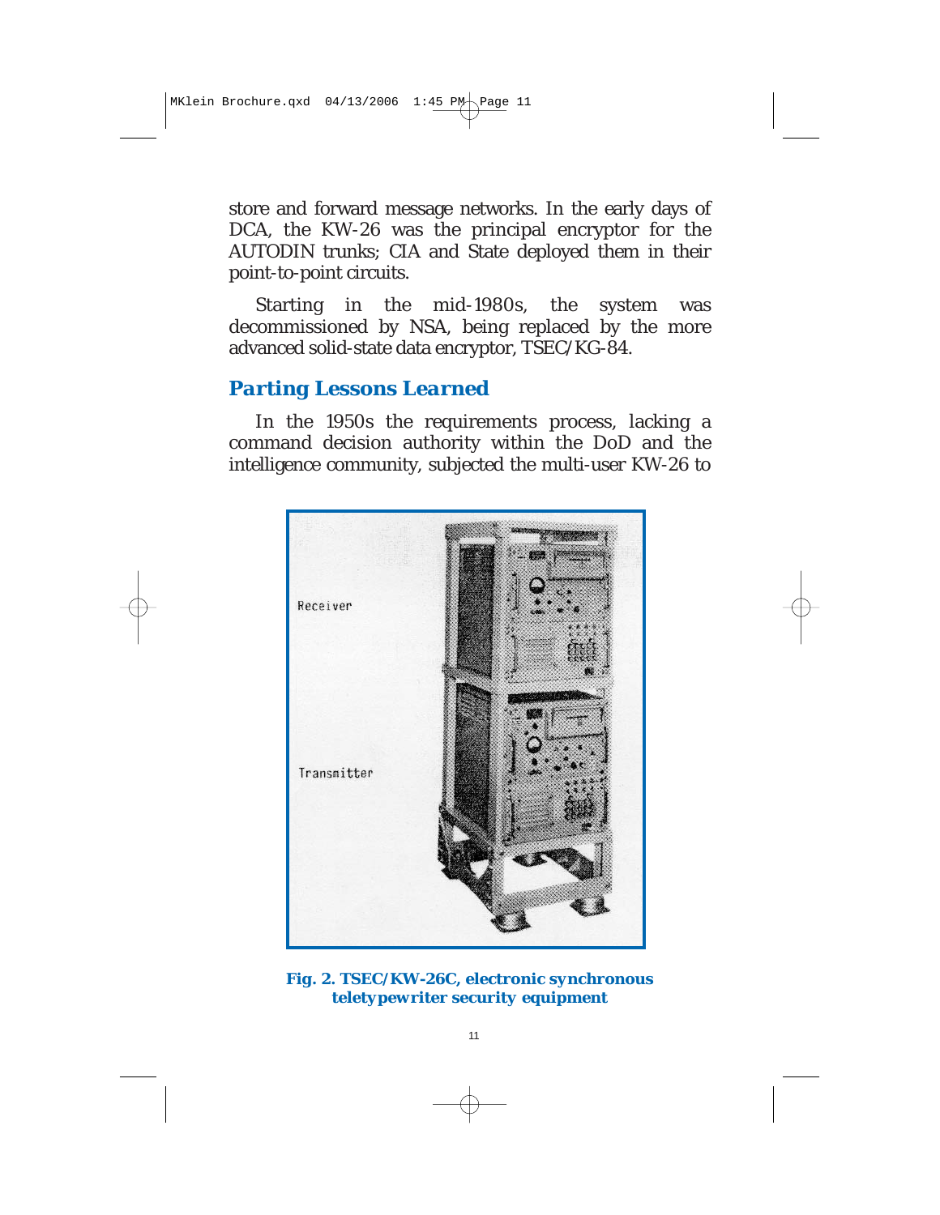store and forward message networks. In the early days of DCA, the KW-26 was the principal encryptor for the AUTODIN trunks; CIA and State deployed them in their point-to-point circuits.

Starting in the mid-1980s, the system was decommissioned by NSA, being replaced by the more advanced solid-state data encryptor, TSEC/KG-84.

## Parting Lessons Learned

In the 1950s the requirements process, lacking a command decision authority within the DoD and the intelligence community, subjected the multi-user KW-26 to

**Fig. 2. TSEC/KW-26C, electronic synchronous teletypewriter security equipment**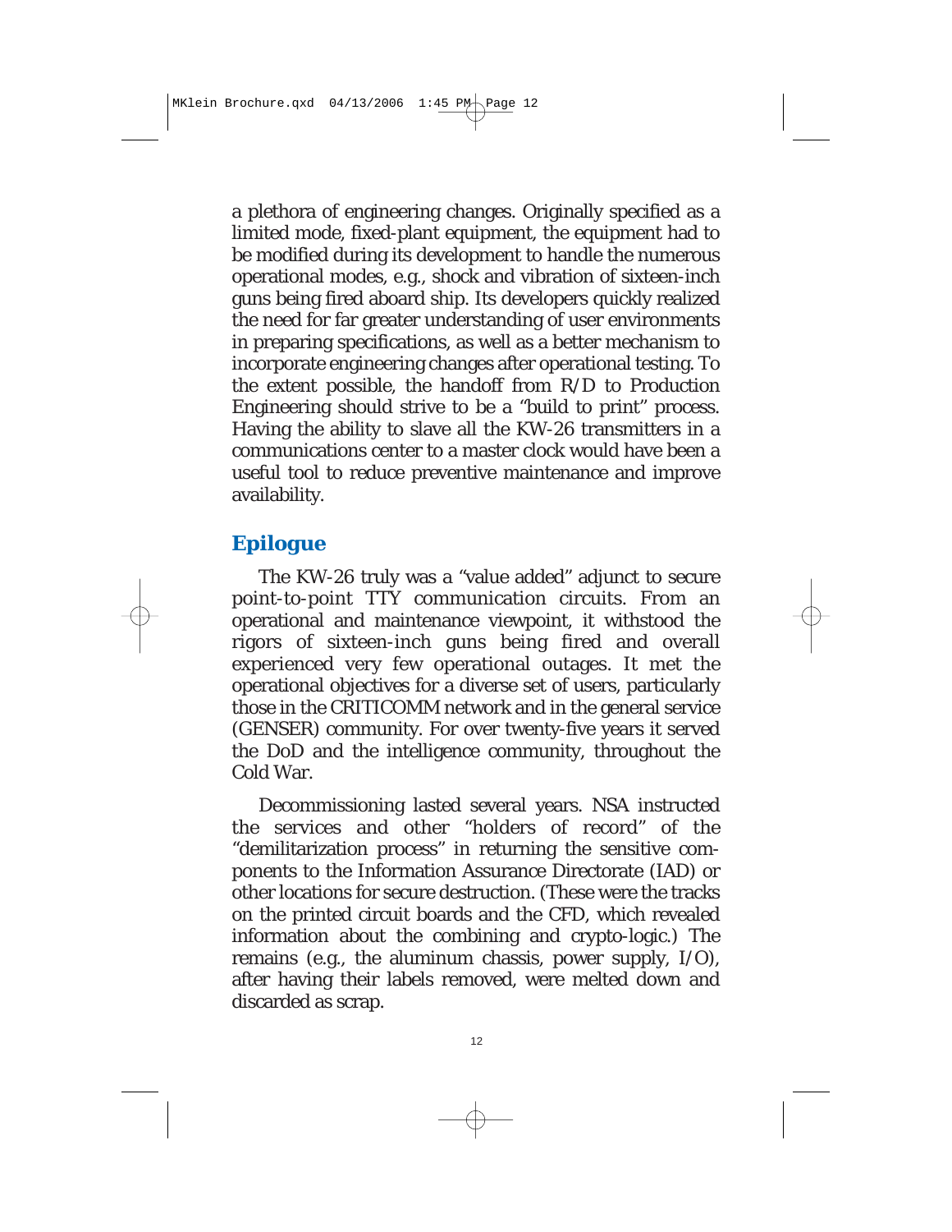a plethora of engineering changes. Originally specified as a limited mode, fixed-plant equipment, the equipment had to be modified during its development to handle the numerous operational modes, e.g., shock and vibration of sixteen-inch guns being fired aboard ship. Its developers quickly realized the need for far greater understanding of user environments in preparing specifications, as well as a better mechanism to incorporate engineering changes after operational testing. To the extent possible, the handoff from R/D to Production Engineering should strive to be a "build to print" process. Having the ability to slave all the KW-26 transmitters in a communications center to a master clock would have been a useful tool to reduce preventive maintenance and improve availability.

## Epilogue

The KW-26 truly was a "value added" adjunct to secure point-to-point TTY communication circuits. From an operational and maintenance viewpoint, it withstood the rigors of sixteen-inch guns being fired and overall experienced very few operational outages. It met the operational objectives for a diverse set of users, particularly those in the CRITICOMM network and in the general service (GENSER) community. For over twenty-five years it served the DoD and the intelligence community, throughout the Cold War.

Decommissioning lasted several years. NSA instructed the services and other "holders of record" of the "demilitarization process" in returning the sensitive components to the Information Assurance Directorate (IAD) or other locations for secure destruction. (These were the tracks on the printed circuit boards and the CFD, which revealed information about the combining and crypto-logic.) The remains (e.g., the aluminum chassis, power supply, I/O), after having their labels removed, were melted down and discarded as scrap.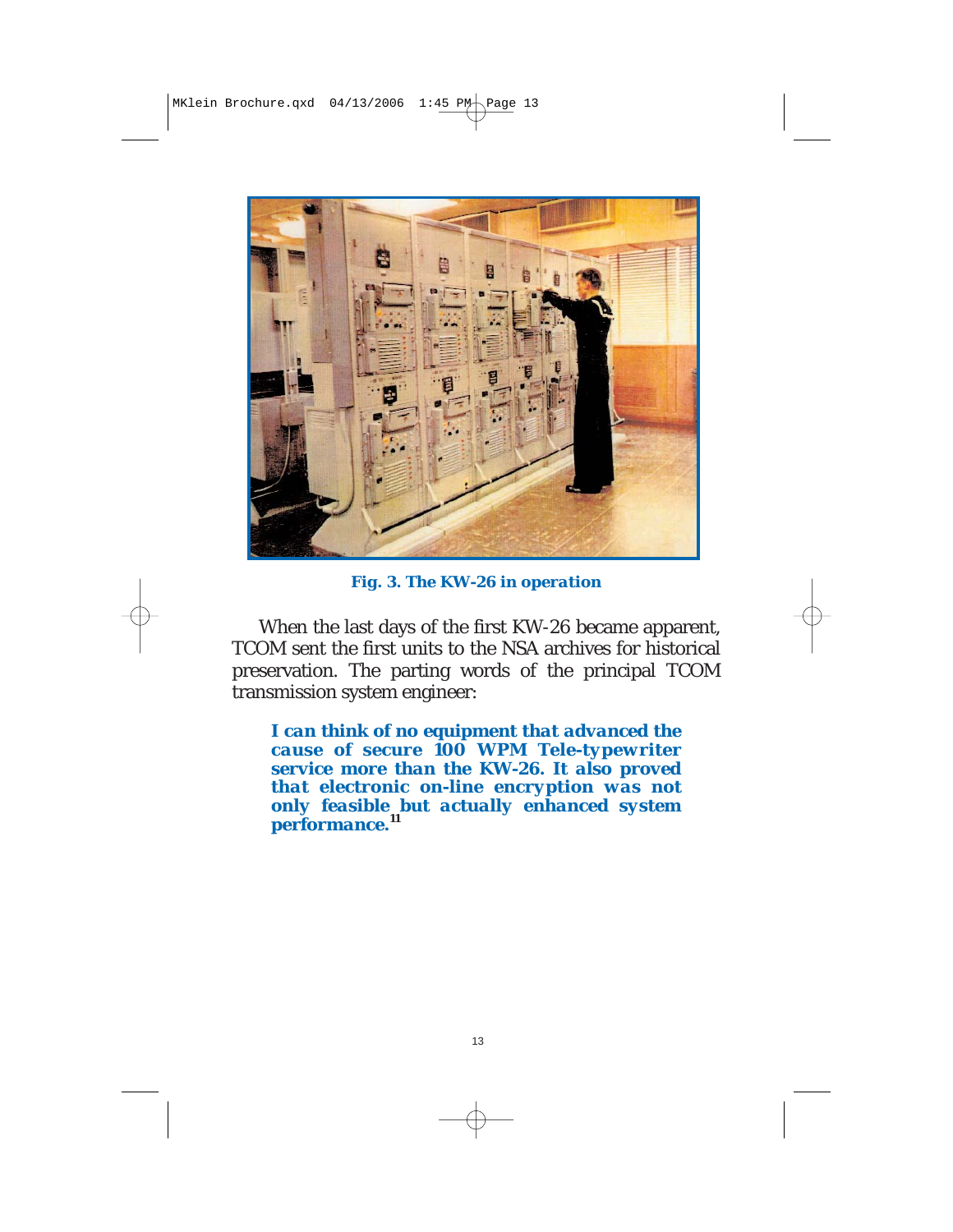Fig. 3. The KW-26 in operation

When the last days of the first KW-26 became apparent, TCOM sent the first units to the NSA archives for historical preservation. The parting words of the principal TCOM transmission system engineer:

> ***I can think of no equipment that advanced the cause of secure 100 WPM Tele-typewriter service more than the KW-26. It also proved that electronic on-line encryption was not only feasible but actually enhanced system performance.***[11]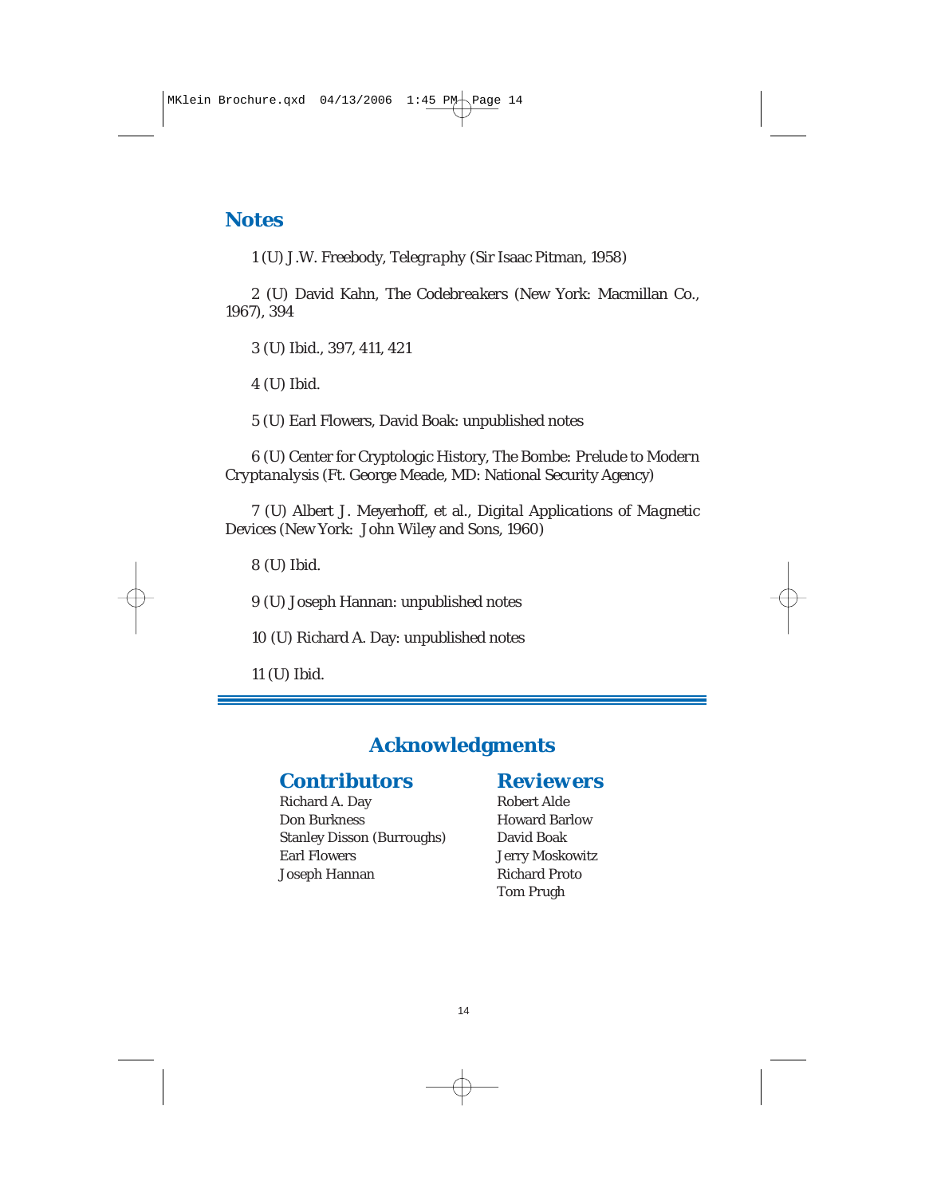## Notes

1 (U) J.W. Freebody, *Telegraphy* (Sir Isaac Pitman, 1958)

2 (U) David Kahn, *The Codebreakers* (New York: Macmillan Co., 1967), 394

3 (U) Ibid., 397, 411, 421

4 (U) Ibid.

5 (U) Earl Flowers, David Boak: unpublished notes

6 (U) Center for Cryptologic History, *The Bombe: Prelude to Modern Cryptanalysis* (Ft. George Meade, MD: National Security Agency)

7 (U) Albert J. Meyerhoff, et al., *Digital Applications of Magnetic Devices* (New York: John Wiley and Sons, 1960)

8 (U) Ibid.

9 (U) Joseph Hannan: unpublished notes

10 (U) Richard A. Day: unpublished notes

11 (U) Ibid.

## Acknowledgments

### Contributors

Richard A. Day
Don Burkness
Stanley Disson (Burroughs)
Earl Flowers
Joseph Hannan

### Reviewers

Robert Alde
Howard Barlow
David Boak
Jerry Moskowitz
Richard Proto
Tom Prugh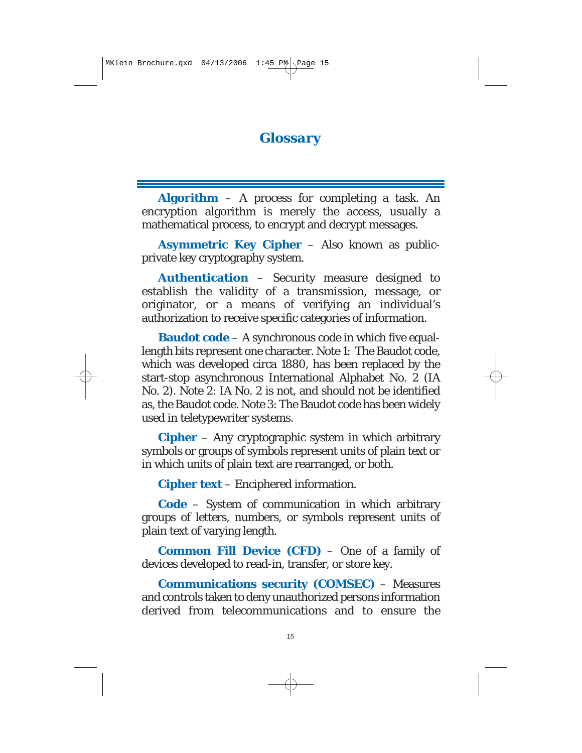# Glossary

**Algorithm** – A process for completing a task. An encryption algorithm is merely the access, usually a mathematical process, to encrypt and decrypt messages.

**Asymmetric Key Cipher** – Also known as public-private key cryptography system.

**Authentication** – Security measure designed to establish the validity of a transmission, message, or originator, or a means of verifying an individual's authorization to receive specific categories of information.

**Baudot code** – A synchronous code in which five equal-length bits represent one character. Note 1: The Baudot code, which was developed circa 1880, has been replaced by the start-stop asynchronous International Alphabet No. 2 (IA No. 2). Note 2: IA No. 2 is not, and should not be identified as, the Baudot code. Note 3: The Baudot code has been widely used in teletypewriter systems.

**Cipher** – Any cryptographic system in which arbitrary symbols or groups of symbols represent units of plain text or in which units of plain text are rearranged, or both.

**Cipher text** – Enciphered information.

**Code** – System of communication in which arbitrary groups of letters, numbers, or symbols represent units of plain text of varying length.

**Common Fill Device (CFD)** – One of a family of devices developed to read-in, transfer, or store key.

**Communications security (COMSEC)** – Measures and controls taken to deny unauthorized persons information derived from telecommunications and to ensure the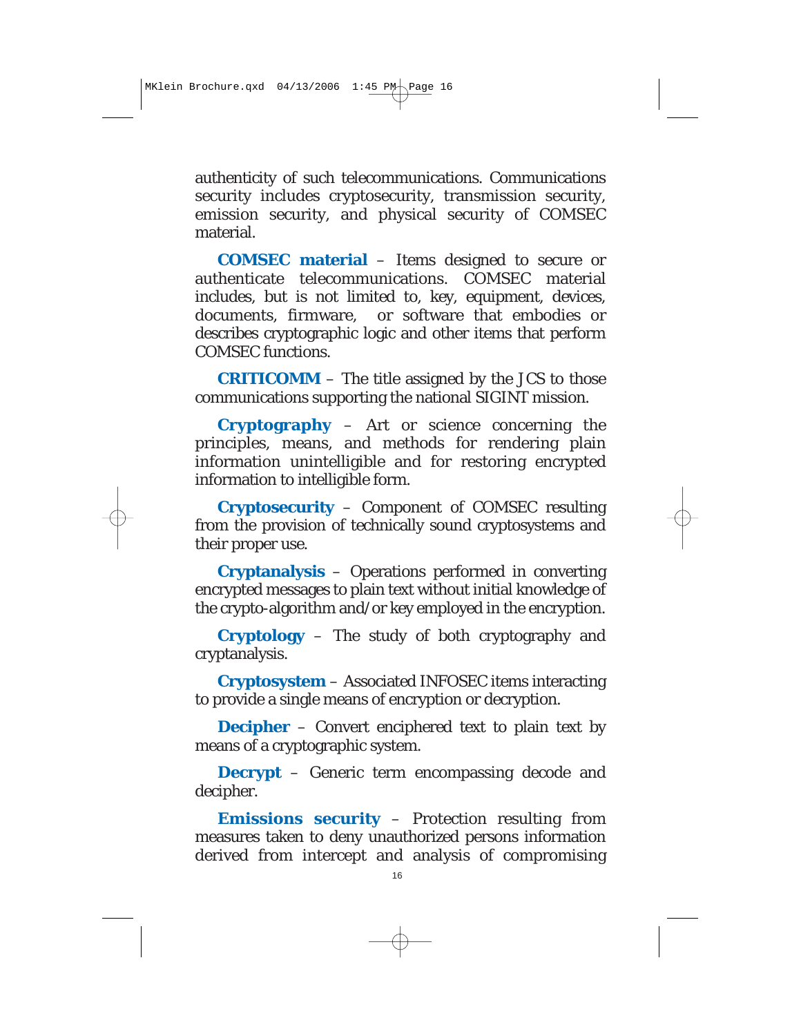authenticity of such telecommunications. Communications security includes cryptosecurity, transmission security, emission security, and physical security of COMSEC material.

**COMSEC material** – Items designed to secure or authenticate telecommunications. COMSEC material includes, but is not limited to, key, equipment, devices, documents, firmware, or software that embodies or describes cryptographic logic and other items that perform COMSEC functions.

**CRITICOMM** – The title assigned by the JCS to those communications supporting the national SIGINT mission.

**Cryptography** – Art or science concerning the principles, means, and methods for rendering plain information unintelligible and for restoring encrypted information to intelligible form.

**Cryptosecurity** – Component of COMSEC resulting from the provision of technically sound cryptosystems and their proper use.

**Cryptanalysis** – Operations performed in converting encrypted messages to plain text without initial knowledge of the crypto-algorithm and/or key employed in the encryption.

**Cryptology** – The study of both cryptography and cryptanalysis.

**Cryptosystem** – Associated INFOSEC items interacting to provide a single means of encryption or decryption.

**Decipher** – Convert enciphered text to plain text by means of a cryptographic system.

**Decrypt** – Generic term encompassing decode and decipher.

**Emissions security** – Protection resulting from measures taken to deny unauthorized persons information derived from intercept and analysis of compromising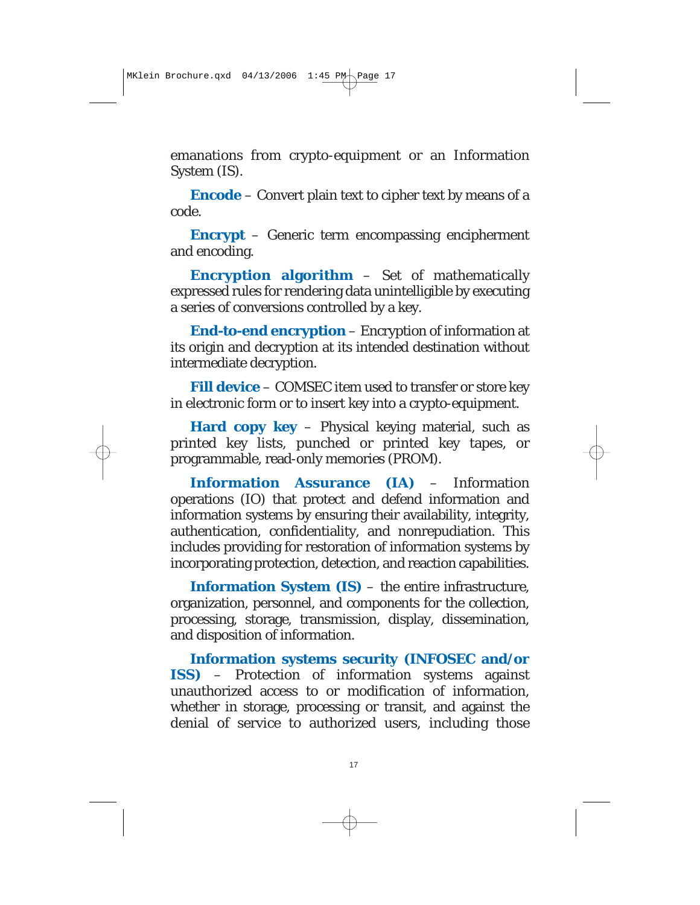emanations from crypto-equipment or an Information System (IS).

**Encode** – Convert plain text to cipher text by means of a code.

**Encrypt** – Generic term encompassing encipherment and encoding.

**Encryption algorithm** – Set of mathematically expressed rules for rendering data unintelligible by executing a series of conversions controlled by a key.

**End-to-end encryption** – Encryption of information at its origin and decryption at its intended destination without intermediate decryption.

**Fill device** – COMSEC item used to transfer or store key in electronic form or to insert key into a crypto-equipment.

**Hard copy key** – Physical keying material, such as printed key lists, punched or printed key tapes, or programmable, read-only memories (PROM).

**Information Assurance (IA)** – Information operations (IO) that protect and defend information and information systems by ensuring their availability, integrity, authentication, confidentiality, and nonrepudiation. This includes providing for restoration of information systems by incorporating protection, detection, and reaction capabilities.

**Information System (IS)** – the entire infrastructure, organization, personnel, and components for the collection, processing, storage, transmission, display, dissemination, and disposition of information.

**Information systems security (INFOSEC and/or ISS)** – Protection of information systems against unauthorized access to or modification of information, whether in storage, processing or transit, and against the denial of service to authorized users, including those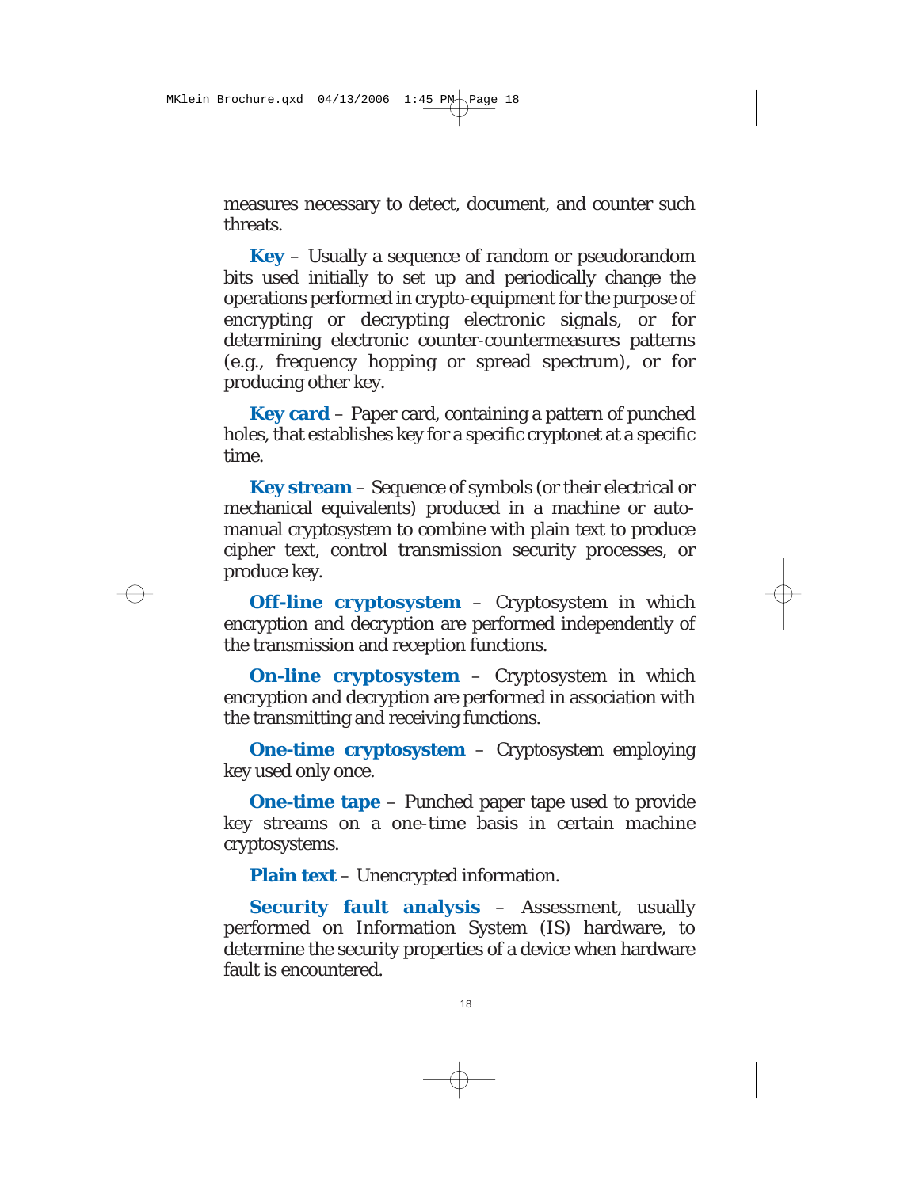measures necessary to detect, document, and counter such threats.

**Key** – Usually a sequence of random or pseudorandom bits used initially to set up and periodically change the operations performed in crypto-equipment for the purpose of encrypting or decrypting electronic signals, or for determining electronic counter-countermeasures patterns (e.g., frequency hopping or spread spectrum), or for producing other key.

**Key card** – Paper card, containing a pattern of punched holes, that establishes key for a specific cryptonet at a specific time.

**Key stream** – Sequence of symbols (or their electrical or mechanical equivalents) produced in a machine or auto-manual cryptosystem to combine with plain text to produce cipher text, control transmission security processes, or produce key.

**Off-line cryptosystem** – Cryptosystem in which encryption and decryption are performed independently of the transmission and reception functions.

**On-line cryptosystem** – Cryptosystem in which encryption and decryption are performed in association with the transmitting and receiving functions.

**One-time cryptosystem** – Cryptosystem employing key used only once.

**One-time tape** – Punched paper tape used to provide key streams on a one-time basis in certain machine cryptosystems.

**Plain text** – Unencrypted information.

**Security fault analysis** – Assessment, usually performed on Information System (IS) hardware, to determine the security properties of a device when hardware fault is encountered.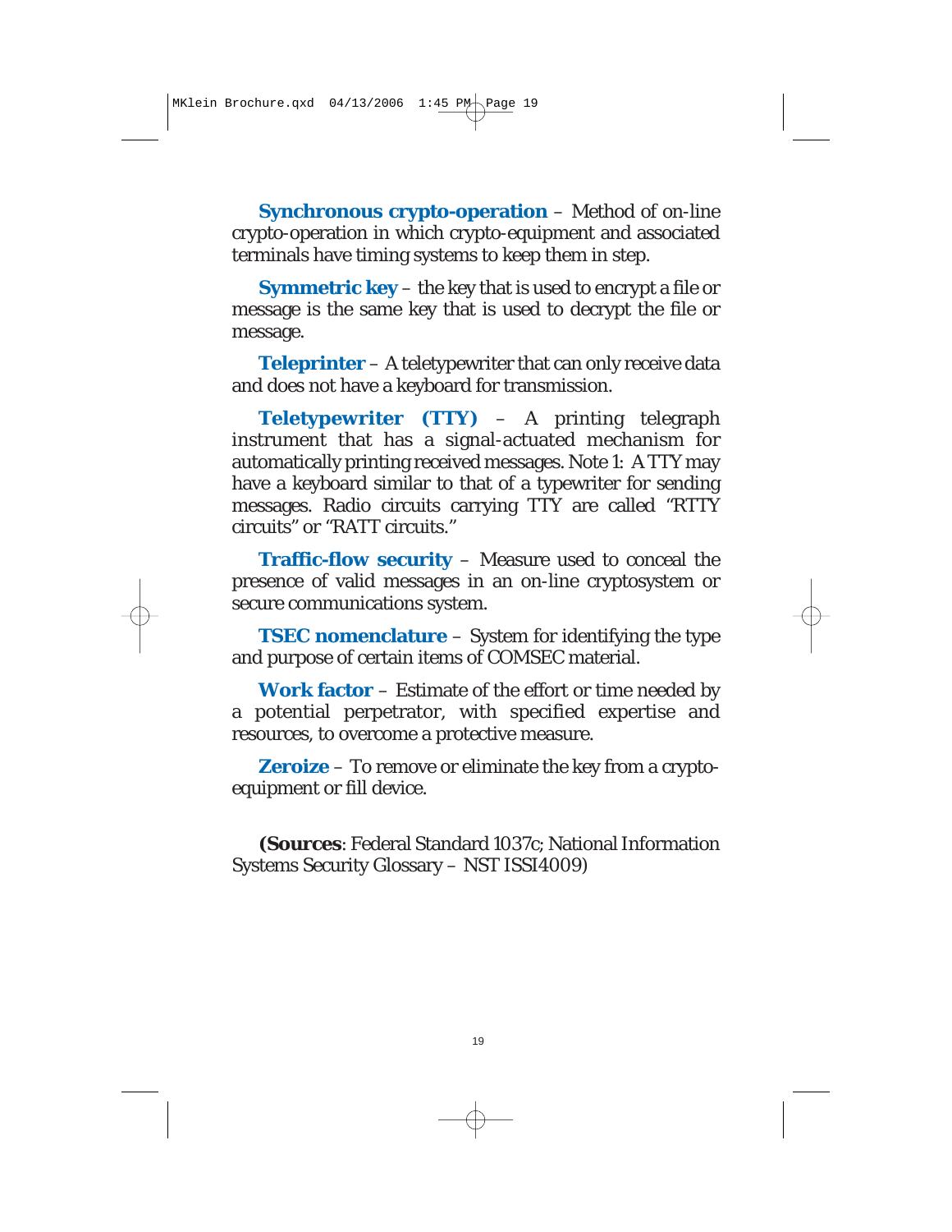**Synchronous crypto-operation** – Method of on-line crypto-operation in which crypto-equipment and associated terminals have timing systems to keep them in step.

**Symmetric key** – the key that is used to encrypt a file or message is the same key that is used to decrypt the file or message.

**Teleprinter** – A teletypewriter that can only receive data and does not have a keyboard for transmission.

**Teletypewriter (TTY)** – A printing telegraph instrument that has a signal-actuated mechanism for automatically printing received messages. Note 1: A TTY may have a keyboard similar to that of a typewriter for sending messages. Radio circuits carrying TTY are called "RTTY circuits" or "RATT circuits."

**Traffic-flow security** – Measure used to conceal the presence of valid messages in an on-line cryptosystem or secure communications system.

**TSEC nomenclature** – System for identifying the type and purpose of certain items of COMSEC material.

**Work factor** – Estimate of the effort or time needed by a potential perpetrator, with specified expertise and resources, to overcome a protective measure.

**Zeroize** – To remove or eliminate the key from a crypto-equipment or fill device.

**(Sources**: Federal Standard 1037c; National Information Systems Security Glossary – NST ISSI4009)